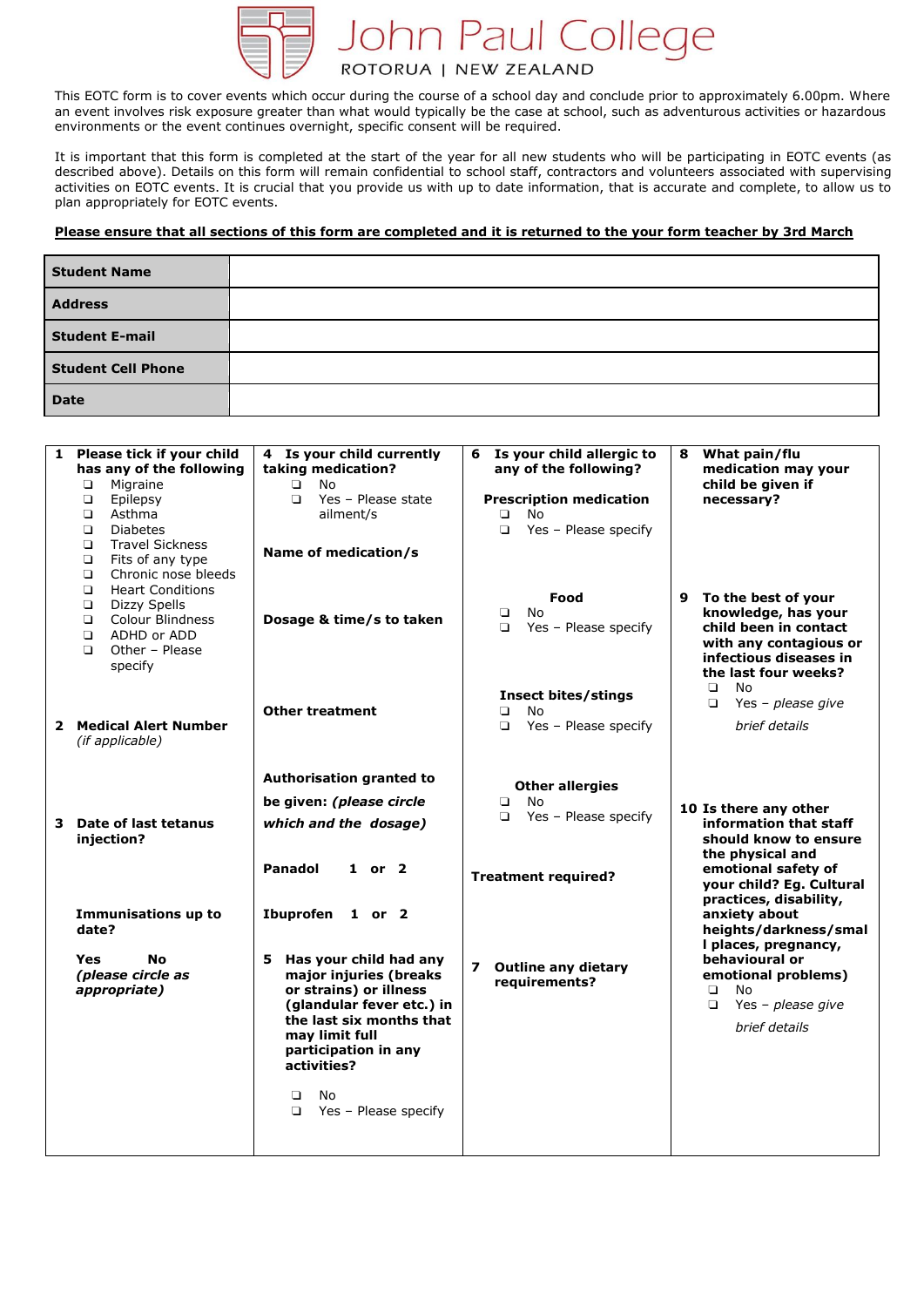# John Paul College

ROTORUA | NEW ZEALAND

This EOTC form is to cover events which occur during the course of a school day and conclude prior to approximately 6.00pm. Where an event involves risk exposure greater than what would typically be the case at school, such as adventurous activities or hazardous environments or the event continues overnight, specific consent will be required.

It is important that this form is completed at the start of the year for all new students who will be participating in EOTC events (as described above). Details on this form will remain confidential to school staff, contractors and volunteers associated with supervising activities on EOTC events. It is crucial that you provide us with up to date information, that is accurate and complete, to allow us to plan appropriately for EOTC events.

**Please ensure that all sections of this form are completed and it is returned to the your form teacher by 3rd March**

| | |
|---|---|
| **Student Name** | |
| **Address** | |
| **Student E-mail** | |
| **Student Cell Phone** | |
| **Date** | |

**1 Please tick if your child has any of the following**

- ❑ Migraine
- ❑ Epilepsy
- ❑ Asthma
- ❑ Diabetes
- ❑ Travel Sickness
- ❑ Fits of any type
- ❑ Chronic nose bleeds
- ❑ Heart Conditions
- ❑ Dizzy Spells
- ❑ Colour Blindness
- ❑ ADHD or ADD
- ❑ Other – Please specify

**2 Medical Alert Number** *(if applicable)*

**3 Date of last tetanus injection?**

**Immunisations up to date?**

**Yes No**
***(please circle as appropriate)***

**4 Is your child currently taking medication?**

- ❑ No
- ❑ Yes – Please state ailment/s

**Name of medication/s**

**Dosage & time/s to taken**

**Other treatment**

**Authorisation granted to be given: *(please circle which and the dosage)***

**Panadol 1 or 2**

**Ibuprofen 1 or 2**

**5 Has your child had any major injuries (breaks or strains) or illness (glandular fever etc.) in the last six months that may limit full participation in any activities?**

- ❑ No
- ❑ Yes – Please specify

**6 Is your child allergic to any of the following?**

**Prescription medication**

- ❑ No
- ❑ Yes – Please specify

**Food**

- ❑ No
- ❑ Yes – Please specify

**Insect bites/stings**

- ❑ No
- ❑ Yes – Please specify

**Other allergies**

- ❑ No
- ❑ Yes – Please specify

**Treatment required?**

**7 Outline any dietary requirements?**

**8 What pain/flu medication may your child be given if necessary?**

**9 To the best of your knowledge, has your child been in contact with any contagious or infectious diseases in the last four weeks?**

- ❑ No
- ❑ Yes – *please give brief details*

**10 Is there any other information that staff should know to ensure the physical and emotional safety of your child? Eg. Cultural practices, disability, anxiety about heights/darkness/small places, pregnancy, behavioural or emotional problems)**

- ❑ No
- ❑ Yes – *please give brief details*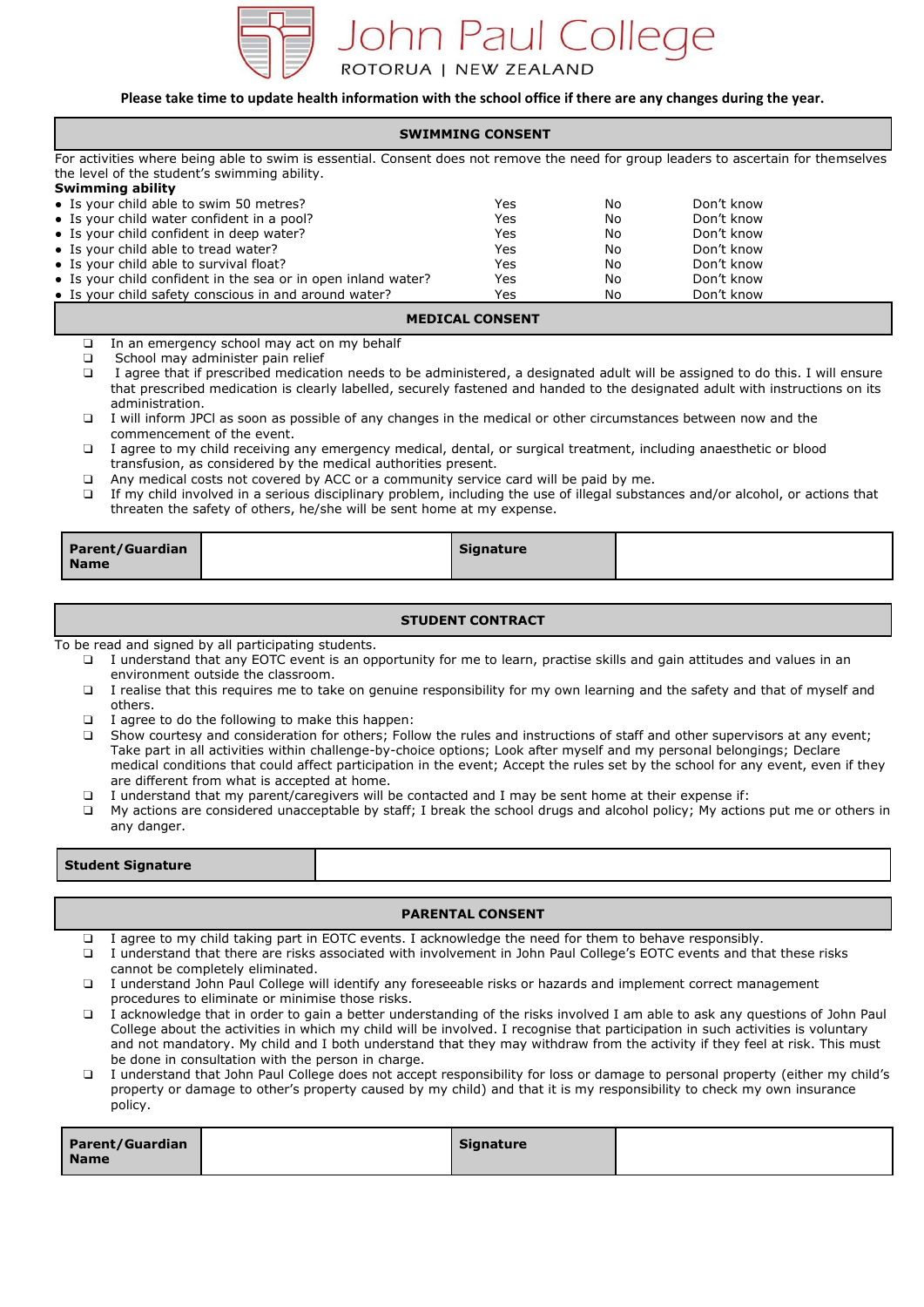# John Paul College

ROTORUA | NEW ZEALAND

**Please take time to update health information with the school office if there are any changes during the year.**

## SWIMMING CONSENT

For activities where being able to swim is essential. Consent does not remove the need for group leaders to ascertain for themselves the level of the student's swimming ability.

**Swimming ability**

| | | | |
|---|---|---|---|
| • Is your child able to swim 50 metres? | Yes | No | Don't know |
| • Is your child water confident in a pool? | Yes | No | Don't know |
| • Is your child confident in deep water? | Yes | No | Don't know |
| • Is your child able to tread water? | Yes | No | Don't know |
| • Is your child able to survival float? | Yes | No | Don't know |
| • Is your child confident in the sea or in open inland water? | Yes | No | Don't know |
| • Is your child safety conscious in and around water? | Yes | No | Don't know |

## MEDICAL CONSENT

- ❑ In an emergency school may act on my behalf
- ❑ School may administer pain relief
- ❑ I agree that if prescribed medication needs to be administered, a designated adult will be assigned to do this. I will ensure that prescribed medication is clearly labelled, securely fastened and handed to the designated adult with instructions on its administration.
- ❑ I will inform JPCl as soon as possible of any changes in the medical or other circumstances between now and the commencement of the event.
- ❑ I agree to my child receiving any emergency medical, dental, or surgical treatment, including anaesthetic or blood transfusion, as considered by the medical authorities present.
- ❑ Any medical costs not covered by ACC or a community service card will be paid by me.
- ❑ If my child involved in a serious disciplinary problem, including the use of illegal substances and/or alcohol, or actions that threaten the safety of others, he/she will be sent home at my expense.

| **Parent/Guardian Name** | | **Signature** | |
|---|---|---|---|

## STUDENT CONTRACT

To be read and signed by all participating students.

- ❑ I understand that any EOTC event is an opportunity for me to learn, practise skills and gain attitudes and values in an environment outside the classroom.
- ❑ I realise that this requires me to take on genuine responsibility for my own learning and the safety and that of myself and others.
- ❑ I agree to do the following to make this happen:
- ❑ Show courtesy and consideration for others; Follow the rules and instructions of staff and other supervisors at any event; Take part in all activities within challenge-by-choice options; Look after myself and my personal belongings; Declare medical conditions that could affect participation in the event; Accept the rules set by the school for any event, even if they are different from what is accepted at home.
- ❑ I understand that my parent/caregivers will be contacted and I may be sent home at their expense if:
- ❑ My actions are considered unacceptable by staff; I break the school drugs and alcohol policy; My actions put me or others in any danger.

| **Student Signature** | |
|---|---|

## PARENTAL CONSENT

- ❑ I agree to my child taking part in EOTC events. I acknowledge the need for them to behave responsibly.
- ❑ I understand that there are risks associated with involvement in John Paul College's EOTC events and that these risks cannot be completely eliminated.
- ❑ I understand John Paul College will identify any foreseeable risks or hazards and implement correct management procedures to eliminate or minimise those risks.
- ❑ I acknowledge that in order to gain a better understanding of the risks involved I am able to ask any questions of John Paul College about the activities in which my child will be involved. I recognise that participation in such activities is voluntary and not mandatory. My child and I both understand that they may withdraw from the activity if they feel at risk. This must be done in consultation with the person in charge.
- ❑ I understand that John Paul College does not accept responsibility for loss or damage to personal property (either my child's property or damage to other's property caused by my child) and that it is my responsibility to check my own insurance policy.

| **Parent/Guardian Name** | | **Signature** | |
|---|---|---|---|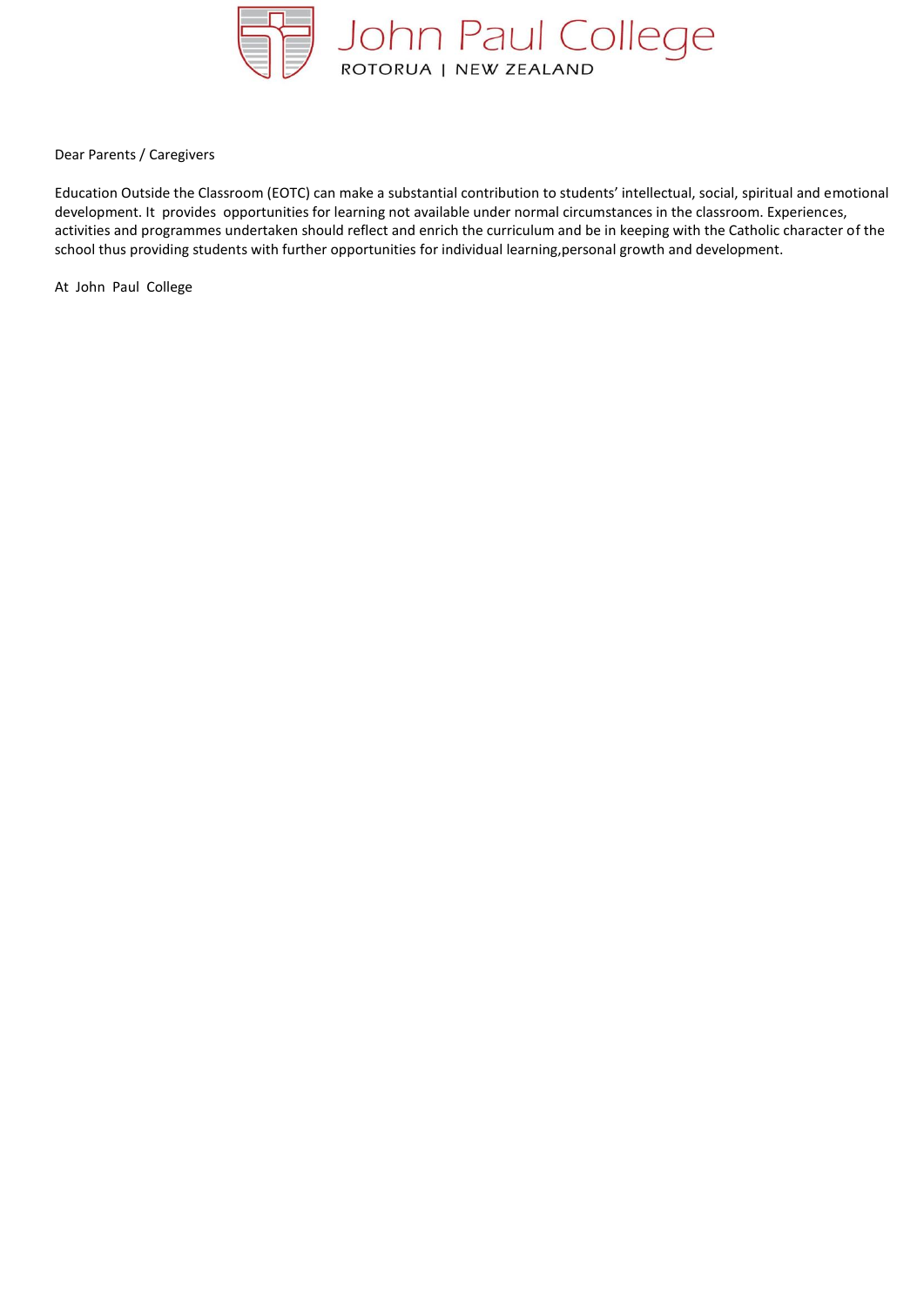Dear Parents / Caregivers

Education Outside the Classroom (EOTC) can make a substantial contribution to students' intellectual, social, spiritual and emotional development. It provides opportunities for learning not available under normal circumstances in the classroom. Experiences, activities and programmes undertaken should reflect and enrich the curriculum and be in keeping with the Catholic character of the school thus providing students with further opportunities for individual learning,personal growth and development.

At John Paul College